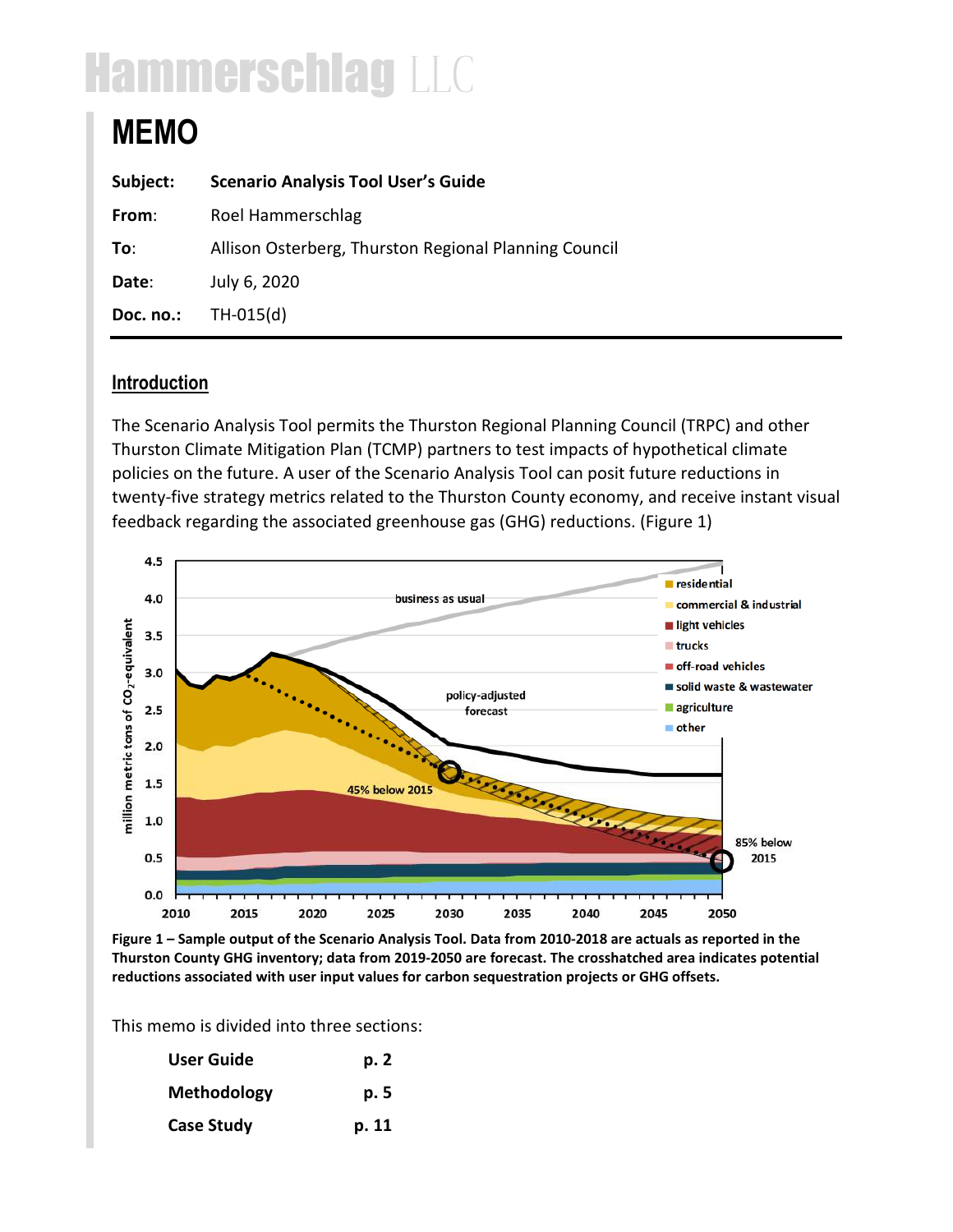# Hammerschlag LLC

## MEMO

| | |
|---|---|
| **Subject:** | **Scenario Analysis Tool User's Guide** |
| **From**: | Roel Hammerschlag |
| **To**: | Allison Osterberg, Thurston Regional Planning Council |
| **Date**: | July 6, 2020 |
| **Doc. no.:** | TH-015(d) |

### Introduction

The Scenario Analysis Tool permits the Thurston Regional Planning Council (TRPC) and other Thurston Climate Mitigation Plan (TCMP) partners to test impacts of hypothetical climate policies on the future. A user of the Scenario Analysis Tool can posit future reductions in twenty-five strategy metrics related to the Thurston County economy, and receive instant visual feedback regarding the associated greenhouse gas (GHG) reductions. (Figure 1)

**Figure 1 – Sample output of the Scenario Analysis Tool. Data from 2010-2018 are actuals as reported in the Thurston County GHG inventory; data from 2019-2050 are forecast. The crosshatched area indicates potential reductions associated with user input values for carbon sequestration projects or GHG offsets.**

This memo is divided into three sections:

| | |
|---|---|
| **User Guide** | **p. 2** |
| **Methodology** | **p. 5** |
| **Case Study** | **p. 11** |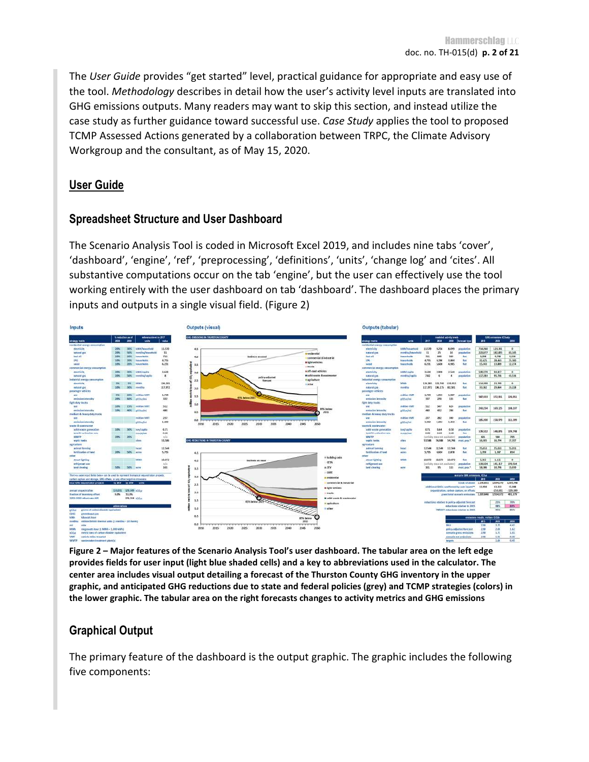The *User Guide* provides "get started" level, practical guidance for appropriate and easy use of the tool. *Methodology* describes in detail how the user's activity level inputs are translated into GHG emissions outputs. Many readers may want to skip this section, and instead utilize the case study as further guidance toward successful use. *Case Study* applies the tool to proposed TCMP Assessed Actions generated by a collaboration between TRPC, the Climate Advisory Workgroup and the consultant, as of May 15, 2020.

## User Guide

### Spreadsheet Structure and User Dashboard

The Scenario Analysis Tool is coded in Microsoft Excel 2019, and includes nine tabs 'cover', 'dashboard', 'engine', 'ref', 'preprocessing', 'definitions', 'units', 'change log' and 'cites'. All substantive computations occur on the tab 'engine', but the user can effectively use the tool working entirely with the user dashboard on tab 'dashboard'. The dashboard places the primary inputs and outputs in a single visual field. (Figure 2)

**Figure 2 – Major features of the Scenario Analysis Tool's user dashboard. The tabular area on the left edge provides fields for user input (light blue shaded cells) and a key to abbreviations used in the calculator. The center area includes visual output detailing a forecast of the Thurston County GHG inventory in the upper graphic, and anticipated GHG reductions due to state and federal policies (grey) and TCMP strategies (colors) in the lower graphic. The tabular area on the right forecasts changes to activity metrics and GHG emissions**

### Graphical Output

The primary feature of the dashboard is the output graphic. The graphic includes the following five components: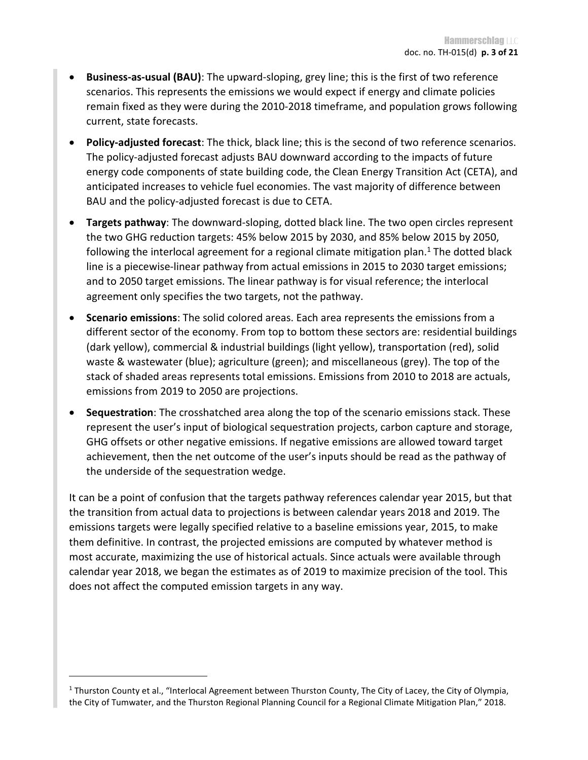- **Business-as-usual (BAU)**: The upward-sloping, grey line; this is the first of two reference scenarios. This represents the emissions we would expect if energy and climate policies remain fixed as they were during the 2010-2018 timeframe, and population grows following current, state forecasts.
- **Policy-adjusted forecast**: The thick, black line; this is the second of two reference scenarios. The policy-adjusted forecast adjusts BAU downward according to the impacts of future energy code components of state building code, the Clean Energy Transition Act (CETA), and anticipated increases to vehicle fuel economies. The vast majority of difference between BAU and the policy-adjusted forecast is due to CETA.
- **Targets pathway**: The downward-sloping, dotted black line. The two open circles represent the two GHG reduction targets: 45% below 2015 by 2030, and 85% below 2015 by 2050, following the interlocal agreement for a regional climate mitigation plan.[1] The dotted black line is a piecewise-linear pathway from actual emissions in 2015 to 2030 target emissions; and to 2050 target emissions. The linear pathway is for visual reference; the interlocal agreement only specifies the two targets, not the pathway.
- **Scenario emissions**: The solid colored areas. Each area represents the emissions from a different sector of the economy. From top to bottom these sectors are: residential buildings (dark yellow), commercial & industrial buildings (light yellow), transportation (red), solid waste & wastewater (blue); agriculture (green); and miscellaneous (grey). The top of the stack of shaded areas represents total emissions. Emissions from 2010 to 2018 are actuals, emissions from 2019 to 2050 are projections.
- **Sequestration**: The crosshatched area along the top of the scenario emissions stack. These represent the user's input of biological sequestration projects, carbon capture and storage, GHG offsets or other negative emissions. If negative emissions are allowed toward target achievement, then the net outcome of the user's inputs should be read as the pathway of the underside of the sequestration wedge.

It can be a point of confusion that the targets pathway references calendar year 2015, but that the transition from actual data to projections is between calendar years 2018 and 2019. The emissions targets were legally specified relative to a baseline emissions year, 2015, to make them definitive. In contrast, the projected emissions are computed by whatever method is most accurate, maximizing the use of historical actuals. Since actuals were available through calendar year 2018, we began the estimates as of 2019 to maximize precision of the tool. This does not affect the computed emission targets in any way.

[1] Thurston County et al., "Interlocal Agreement between Thurston County, The City of Lacey, the City of Olympia, the City of Tumwater, and the Thurston Regional Planning Council for a Regional Climate Mitigation Plan," 2018.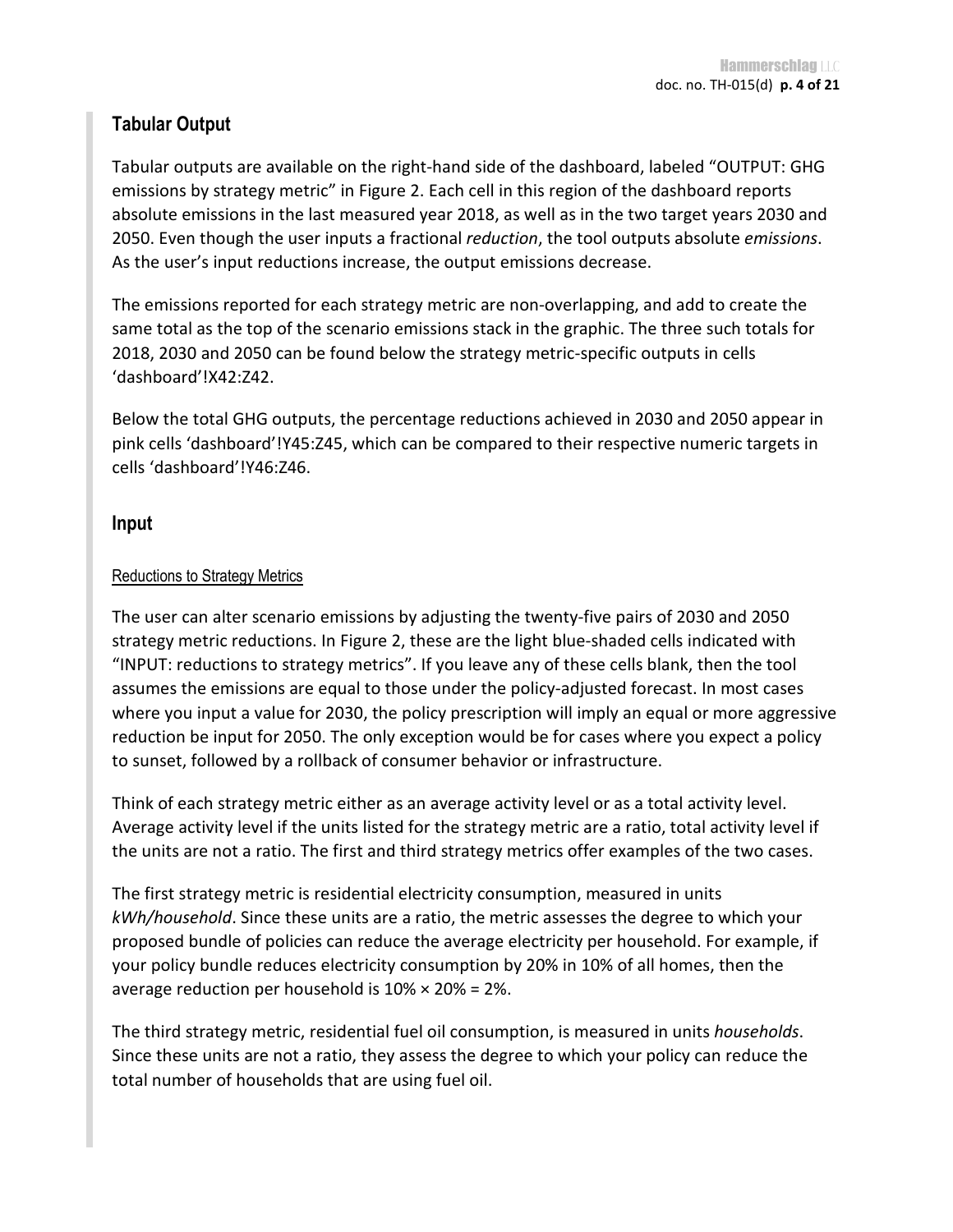## Tabular Output

Tabular outputs are available on the right-hand side of the dashboard, labeled “OUTPUT: GHG emissions by strategy metric” in Figure 2. Each cell in this region of the dashboard reports absolute emissions in the last measured year 2018, as well as in the two target years 2030 and 2050. Even though the user inputs a fractional *reduction*, the tool outputs absolute *emissions*. As the user’s input reductions increase, the output emissions decrease.

The emissions reported for each strategy metric are non-overlapping, and add to create the same total as the top of the scenario emissions stack in the graphic. The three such totals for 2018, 2030 and 2050 can be found below the strategy metric-specific outputs in cells ‘dashboard’!X42:Z42.

Below the total GHG outputs, the percentage reductions achieved in 2030 and 2050 appear in pink cells ‘dashboard’!Y45:Z45, which can be compared to their respective numeric targets in cells ‘dashboard’!Y46:Z46.

## Input

### Reductions to Strategy Metrics

The user can alter scenario emissions by adjusting the twenty-five pairs of 2030 and 2050 strategy metric reductions. In Figure 2, these are the light blue-shaded cells indicated with “INPUT: reductions to strategy metrics”. If you leave any of these cells blank, then the tool assumes the emissions are equal to those under the policy-adjusted forecast. In most cases where you input a value for 2030, the policy prescription will imply an equal or more aggressive reduction be input for 2050. The only exception would be for cases where you expect a policy to sunset, followed by a rollback of consumer behavior or infrastructure.

Think of each strategy metric either as an average activity level or as a total activity level. Average activity level if the units listed for the strategy metric are a ratio, total activity level if the units are not a ratio. The first and third strategy metrics offer examples of the two cases.

The first strategy metric is residential electricity consumption, measured in units *kWh/household*. Since these units are a ratio, the metric assesses the degree to which your proposed bundle of policies can reduce the average electricity per household. For example, if your policy bundle reduces electricity consumption by 20% in 10% of all homes, then the average reduction per household is 10% × 20% = 2%.

The third strategy metric, residential fuel oil consumption, is measured in units *households*. Since these units are not a ratio, they assess the degree to which your policy can reduce the total number of households that are using fuel oil.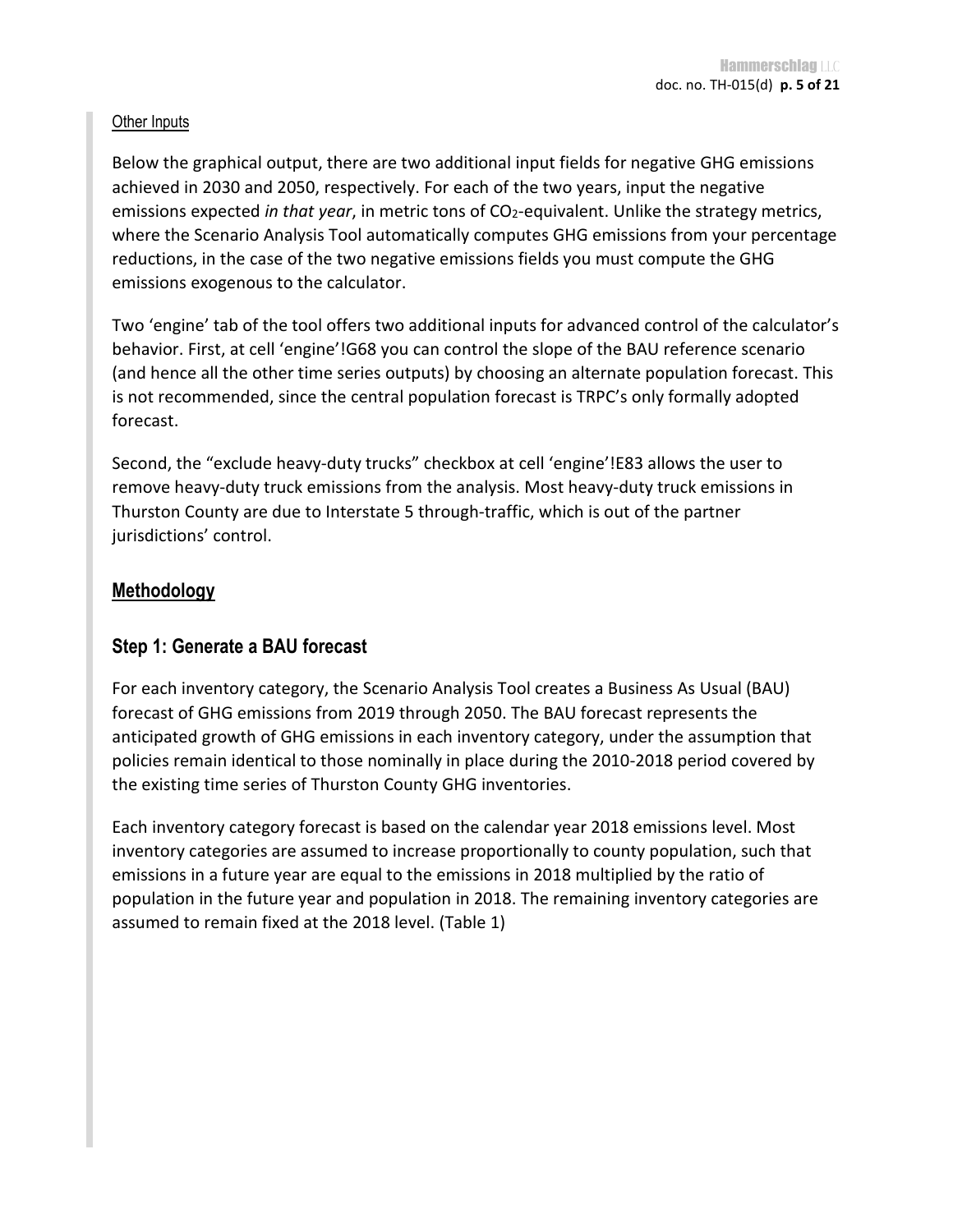#### Other Inputs

Below the graphical output, there are two additional input fields for negative GHG emissions achieved in 2030 and 2050, respectively. For each of the two years, input the negative emissions expected *in that year*, in metric tons of $CO_2$-equivalent. Unlike the strategy metrics, where the Scenario Analysis Tool automatically computes GHG emissions from your percentage reductions, in the case of the two negative emissions fields you must compute the GHG emissions exogenous to the calculator.

Two 'engine' tab of the tool offers two additional inputs for advanced control of the calculator's behavior. First, at cell 'engine'!G68 you can control the slope of the BAU reference scenario (and hence all the other time series outputs) by choosing an alternate population forecast. This is not recommended, since the central population forecast is TRPC's only formally adopted forecast.

Second, the "exclude heavy-duty trucks" checkbox at cell 'engine'!E83 allows the user to remove heavy-duty truck emissions from the analysis. Most heavy-duty truck emissions in Thurston County are due to Interstate 5 through-traffic, which is out of the partner jurisdictions' control.

## Methodology

### Step 1: Generate a BAU forecast

For each inventory category, the Scenario Analysis Tool creates a Business As Usual (BAU) forecast of GHG emissions from 2019 through 2050. The BAU forecast represents the anticipated growth of GHG emissions in each inventory category, under the assumption that policies remain identical to those nominally in place during the 2010-2018 period covered by the existing time series of Thurston County GHG inventories.

Each inventory category forecast is based on the calendar year 2018 emissions level. Most inventory categories are assumed to increase proportionally to county population, such that emissions in a future year are equal to the emissions in 2018 multiplied by the ratio of population in the future year and population in 2018. The remaining inventory categories are assumed to remain fixed at the 2018 level. (Table 1)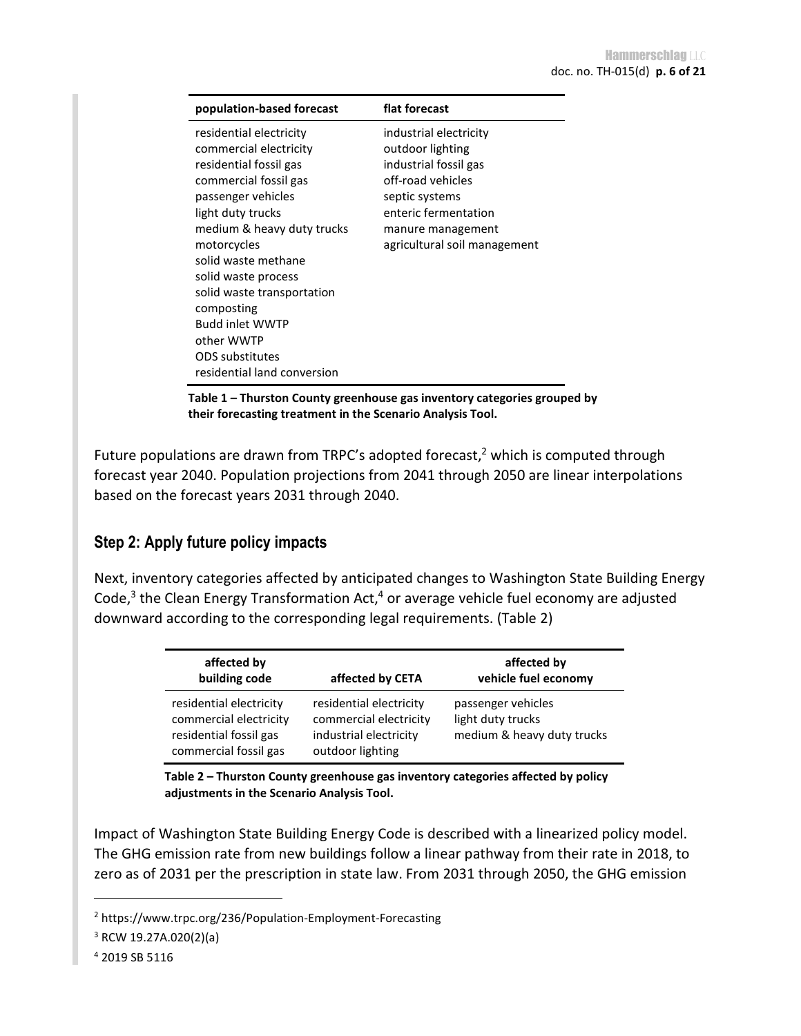| population-based forecast | flat forecast |
|---|---|
| residential electricity | industrial electricity |
| commercial electricity | outdoor lighting |
| residential fossil gas | industrial fossil gas |
| commercial fossil gas | off-road vehicles |
| passenger vehicles | septic systems |
| light duty trucks | enteric fermentation |
| medium & heavy duty trucks | manure management |
| motorcycles | agricultural soil management |
| solid waste methane | |
| solid waste process | |
| solid waste transportation | |
| composting | |
| Budd inlet WWTP | |
| other WWTP | |
| ODS substitutes | |
| residential land conversion | |

**Table 1 – Thurston County greenhouse gas inventory categories grouped by their forecasting treatment in the Scenario Analysis Tool.**

Future populations are drawn from TRPC's adopted forecast,[2] which is computed through forecast year 2040. Population projections from 2041 through 2050 are linear interpolations based on the forecast years 2031 through 2040.

## Step 2: Apply future policy impacts

Next, inventory categories affected by anticipated changes to Washington State Building Energy Code,[3] the Clean Energy Transformation Act,[4] or average vehicle fuel economy are adjusted downward according to the corresponding legal requirements. (Table 2)

| affected by building code | affected by CETA | affected by vehicle fuel economy |
|---|---|---|
| residential electricity | residential electricity | passenger vehicles |
| commercial electricity | commercial electricity | light duty trucks |
| residential fossil gas | industrial electricity | medium & heavy duty trucks |
| commercial fossil gas | outdoor lighting | |

**Table 2 – Thurston County greenhouse gas inventory categories affected by policy adjustments in the Scenario Analysis Tool.**

Impact of Washington State Building Energy Code is described with a linearized policy model. The GHG emission rate from new buildings follow a linear pathway from their rate in 2018, to zero as of 2031 per the prescription in state law. From 2031 through 2050, the GHG emission

[2] https://www.trpc.org/236/Population-Employment-Forecasting

[3] RCW 19.27A.020(2)(a)

[4] 2019 SB 5116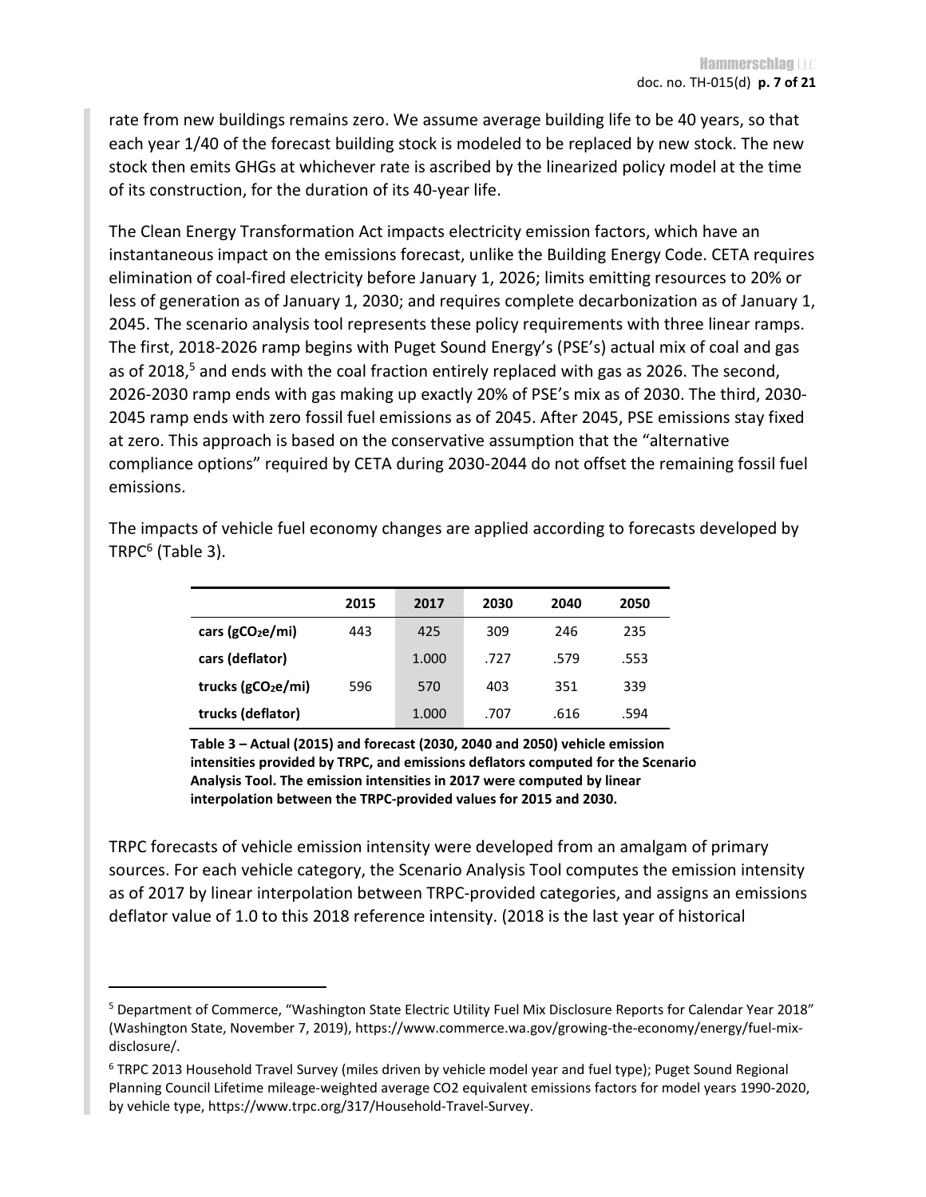rate from new buildings remains zero. We assume average building life to be 40 years, so that each year 1/40 of the forecast building stock is modeled to be replaced by new stock. The new stock then emits GHGs at whichever rate is ascribed by the linearized policy model at the time of its construction, for the duration of its 40-year life.

The Clean Energy Transformation Act impacts electricity emission factors, which have an instantaneous impact on the emissions forecast, unlike the Building Energy Code. CETA requires elimination of coal-fired electricity before January 1, 2026; limits emitting resources to 20% or less of generation as of January 1, 2030; and requires complete decarbonization as of January 1, 2045. The scenario analysis tool represents these policy requirements with three linear ramps. The first, 2018-2026 ramp begins with Puget Sound Energy's (PSE's) actual mix of coal and gas as of 2018,[5] and ends with the coal fraction entirely replaced with gas as 2026. The second, 2026-2030 ramp ends with gas making up exactly 20% of PSE's mix as of 2030. The third, 2030-2045 ramp ends with zero fossil fuel emissions as of 2045. After 2045, PSE emissions stay fixed at zero. This approach is based on the conservative assumption that the "alternative compliance options" required by CETA during 2030-2044 do not offset the remaining fossil fuel emissions.

The impacts of vehicle fuel economy changes are applied according to forecasts developed by TRPC[6] (Table 3).

| | 2015 | 2017 | 2030 | 2040 | 2050 |
|---|---|---|---|---|---|
| **cars ($gCO_2e$/mi)** | 443 | 425 | 309 | 246 | 235 |
| **cars (deflator)** | | 1.000 | .727 | .579 | .553 |
| **trucks ($gCO_2e$/mi)** | 596 | 570 | 403 | 351 | 339 |
| **trucks (deflator)** | | 1.000 | .707 | .616 | .594 |

**Table 3 – Actual (2015) and forecast (2030, 2040 and 2050) vehicle emission intensities provided by TRPC, and emissions deflators computed for the Scenario Analysis Tool. The emission intensities in 2017 were computed by linear interpolation between the TRPC-provided values for 2015 and 2030.**

TRPC forecasts of vehicle emission intensity were developed from an amalgam of primary sources. For each vehicle category, the Scenario Analysis Tool computes the emission intensity as of 2017 by linear interpolation between TRPC-provided categories, and assigns an emissions deflator value of 1.0 to this 2018 reference intensity. (2018 is the last year of historical

---

[5] Department of Commerce, "Washington State Electric Utility Fuel Mix Disclosure Reports for Calendar Year 2018" (Washington State, November 7, 2019), https://www.commerce.wa.gov/growing-the-economy/energy/fuel-mix-disclosure/.

[6] TRPC 2013 Household Travel Survey (miles driven by vehicle model year and fuel type); Puget Sound Regional Planning Council Lifetime mileage-weighted average CO2 equivalent emissions factors for model years 1990-2020, by vehicle type, https://www.trpc.org/317/Household-Travel-Survey.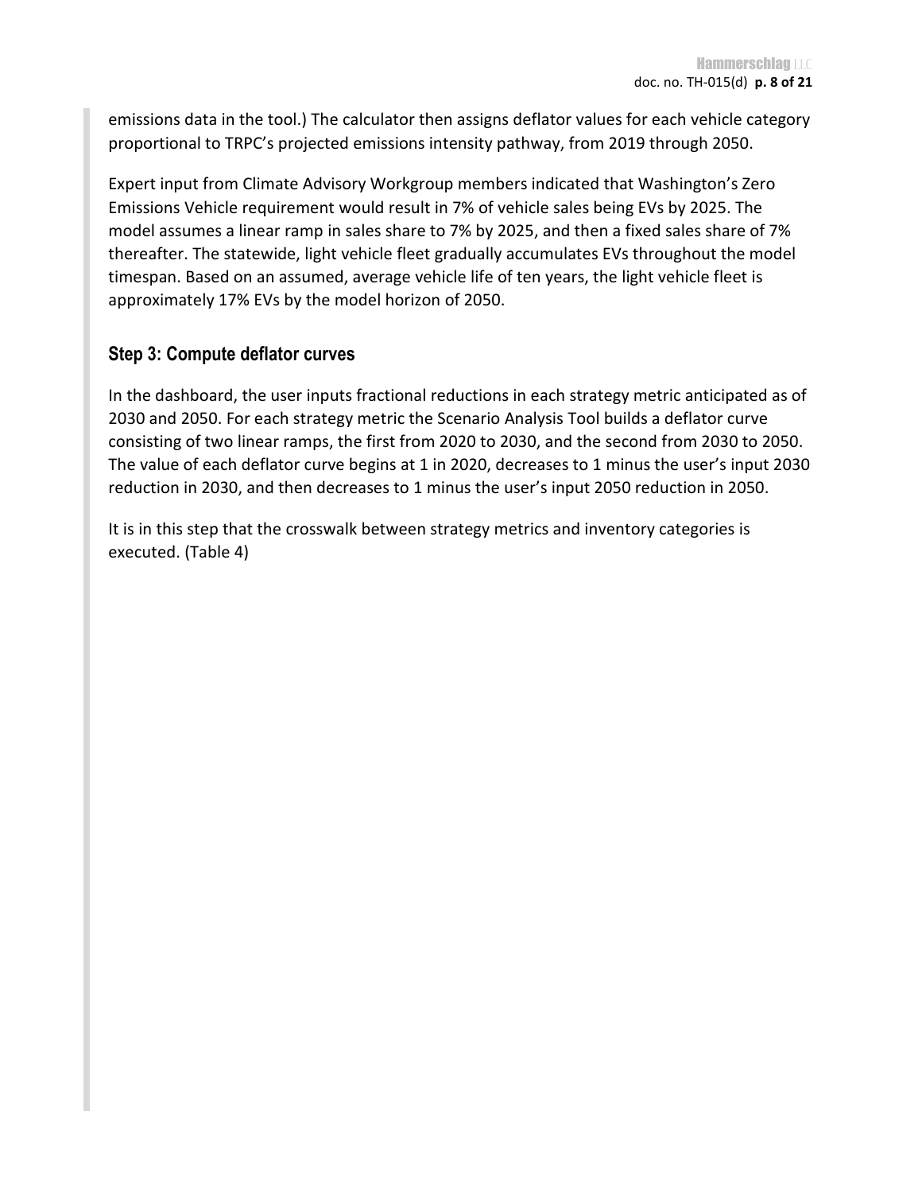emissions data in the tool.) The calculator then assigns deflator values for each vehicle category proportional to TRPC's projected emissions intensity pathway, from 2019 through 2050.

Expert input from Climate Advisory Workgroup members indicated that Washington's Zero Emissions Vehicle requirement would result in 7% of vehicle sales being EVs by 2025. The model assumes a linear ramp in sales share to 7% by 2025, and then a fixed sales share of 7% thereafter. The statewide, light vehicle fleet gradually accumulates EVs throughout the model timespan. Based on an assumed, average vehicle life of ten years, the light vehicle fleet is approximately 17% EVs by the model horizon of 2050.

### Step 3: Compute deflator curves

In the dashboard, the user inputs fractional reductions in each strategy metric anticipated as of 2030 and 2050. For each strategy metric the Scenario Analysis Tool builds a deflator curve consisting of two linear ramps, the first from 2020 to 2030, and the second from 2030 to 2050. The value of each deflator curve begins at 1 in 2020, decreases to 1 minus the user's input 2030 reduction in 2030, and then decreases to 1 minus the user's input 2050 reduction in 2050.

It is in this step that the crosswalk between strategy metrics and inventory categories is executed. (Table 4)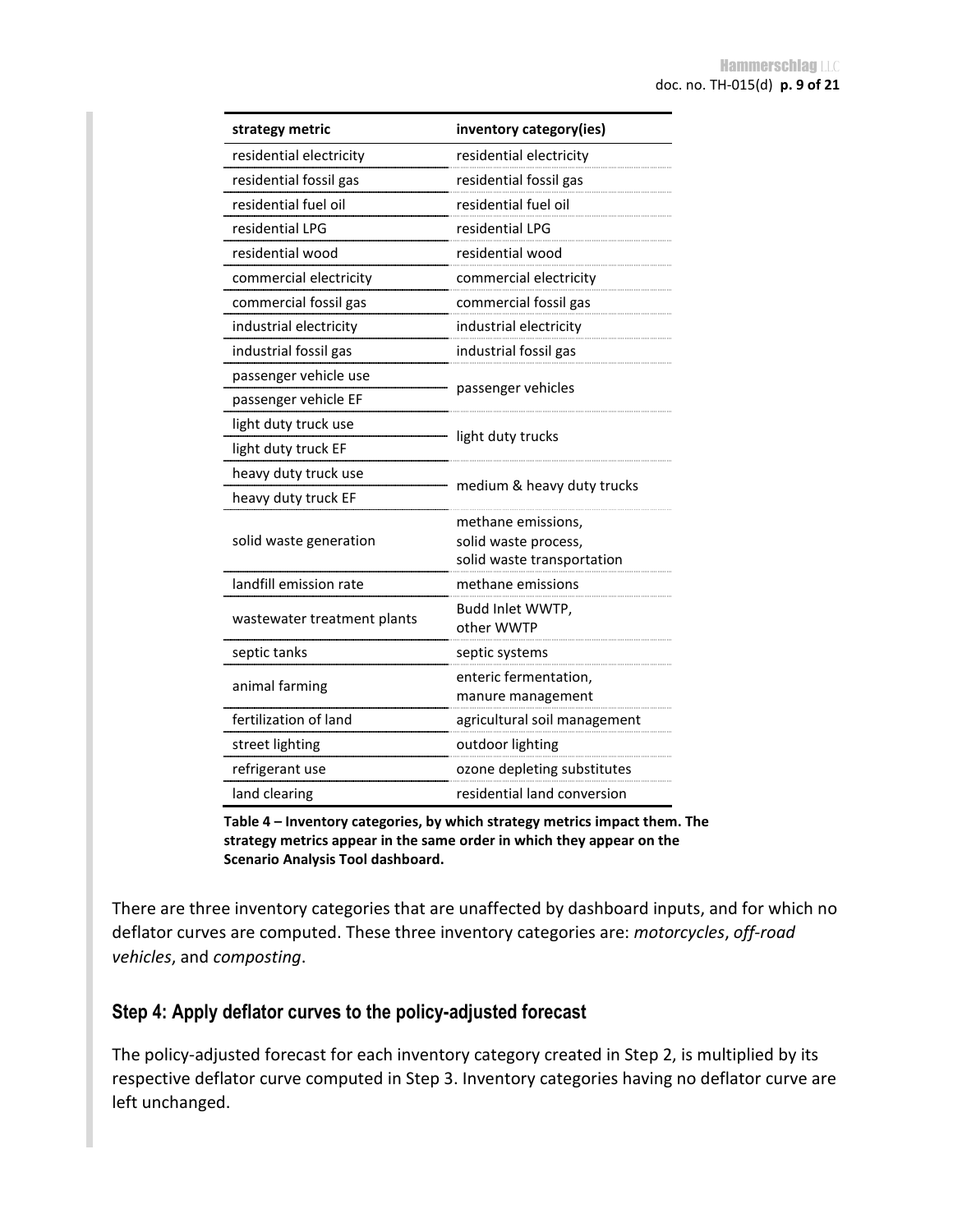| strategy metric | inventory category(ies) |
| --- | --- |
| residential electricity | residential electricity |
| residential fossil gas | residential fossil gas |
| residential fuel oil | residential fuel oil |
| residential LPG | residential LPG |
| residential wood | residential wood |
| commercial electricity | commercial electricity |
| commercial fossil gas | commercial fossil gas |
| industrial electricity | industrial electricity |
| industrial fossil gas | industrial fossil gas |
| passenger vehicle use | passenger vehicles |
| passenger vehicle EF | |
| light duty truck use | light duty trucks |
| light duty truck EF | |
| heavy duty truck use | medium & heavy duty trucks |
| heavy duty truck EF | |
| solid waste generation | methane emissions, solid waste process, solid waste transportation |
| landfill emission rate | methane emissions |
| wastewater treatment plants | Budd Inlet WWTP, other WWTP |
| septic tanks | septic systems |
| animal farming | enteric fermentation, manure management |
| fertilization of land | agricultural soil management |
| street lighting | outdoor lighting |
| refrigerant use | ozone depleting substitutes |
| land clearing | residential land conversion |

**Table 4 – Inventory categories, by which strategy metrics impact them. The strategy metrics appear in the same order in which they appear on the Scenario Analysis Tool dashboard.**

There are three inventory categories that are unaffected by dashboard inputs, and for which no deflator curves are computed. These three inventory categories are: *motorcycles*, *off-road vehicles*, and *composting*.

## Step 4: Apply deflator curves to the policy-adjusted forecast

The policy-adjusted forecast for each inventory category created in Step 2, is multiplied by its respective deflator curve computed in Step 3. Inventory categories having no deflator curve are left unchanged.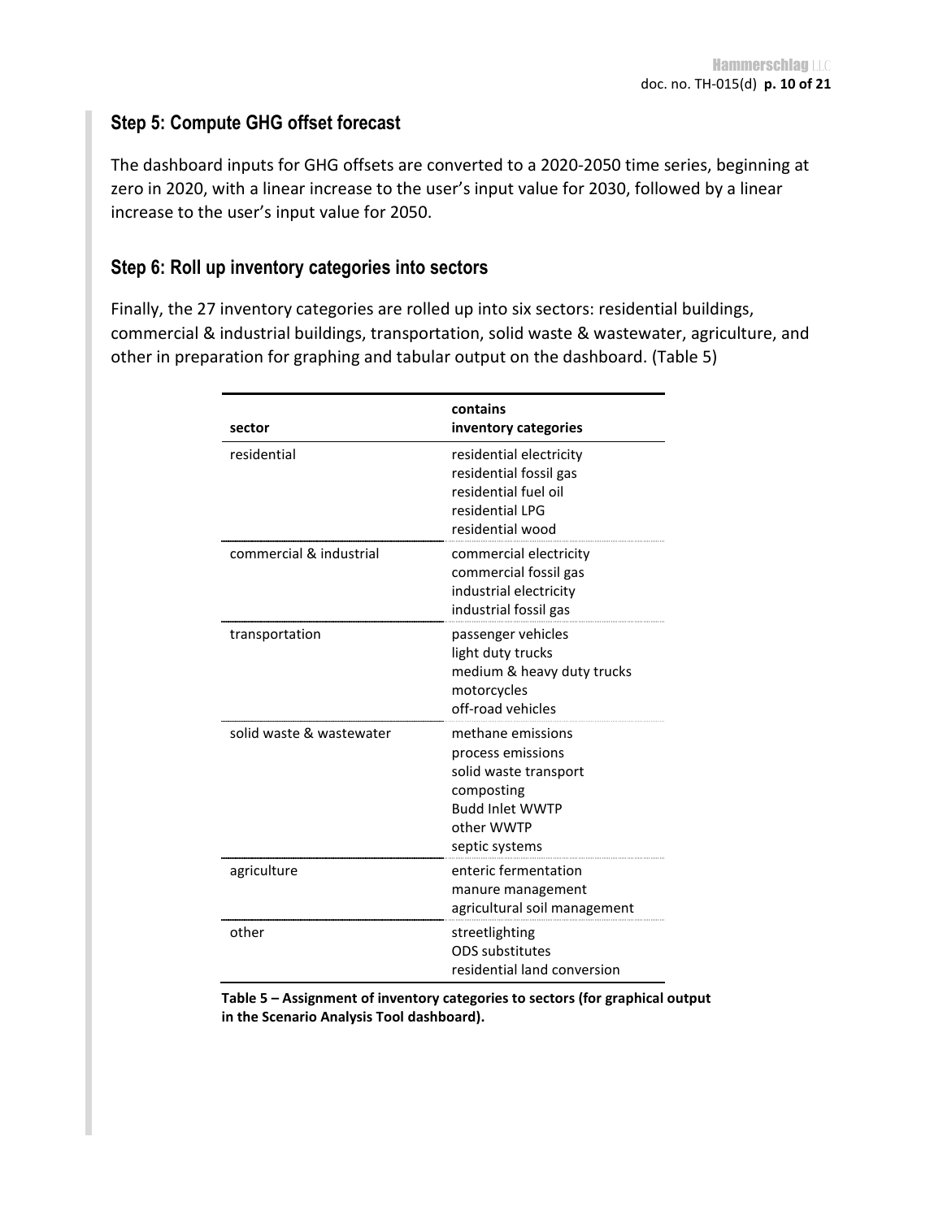## Step 5: Compute GHG offset forecast

The dashboard inputs for GHG offsets are converted to a 2020-2050 time series, beginning at zero in 2020, with a linear increase to the user's input value for 2030, followed by a linear increase to the user's input value for 2050.

## Step 6: Roll up inventory categories into sectors

Finally, the 27 inventory categories are rolled up into six sectors: residential buildings, commercial & industrial buildings, transportation, solid waste & wastewater, agriculture, and other in preparation for graphing and tabular output on the dashboard. (Table 5)

| sector | contains inventory categories |
|---|---|
| residential | residential electricity<br>residential fossil gas<br>residential fuel oil<br>residential LPG<br>residential wood |
| commercial & industrial | commercial electricity<br>commercial fossil gas<br>industrial electricity<br>industrial fossil gas |
| transportation | passenger vehicles<br>light duty trucks<br>medium & heavy duty trucks<br>motorcycles<br>off-road vehicles |
| solid waste & wastewater | methane emissions<br>process emissions<br>solid waste transport<br>composting<br>Budd Inlet WWTP<br>other WWTP<br>septic systems |
| agriculture | enteric fermentation<br>manure management<br>agricultural soil management |
| other | streetlighting<br>ODS substitutes<br>residential land conversion |

**Table 5 – Assignment of inventory categories to sectors (for graphical output in the Scenario Analysis Tool dashboard).**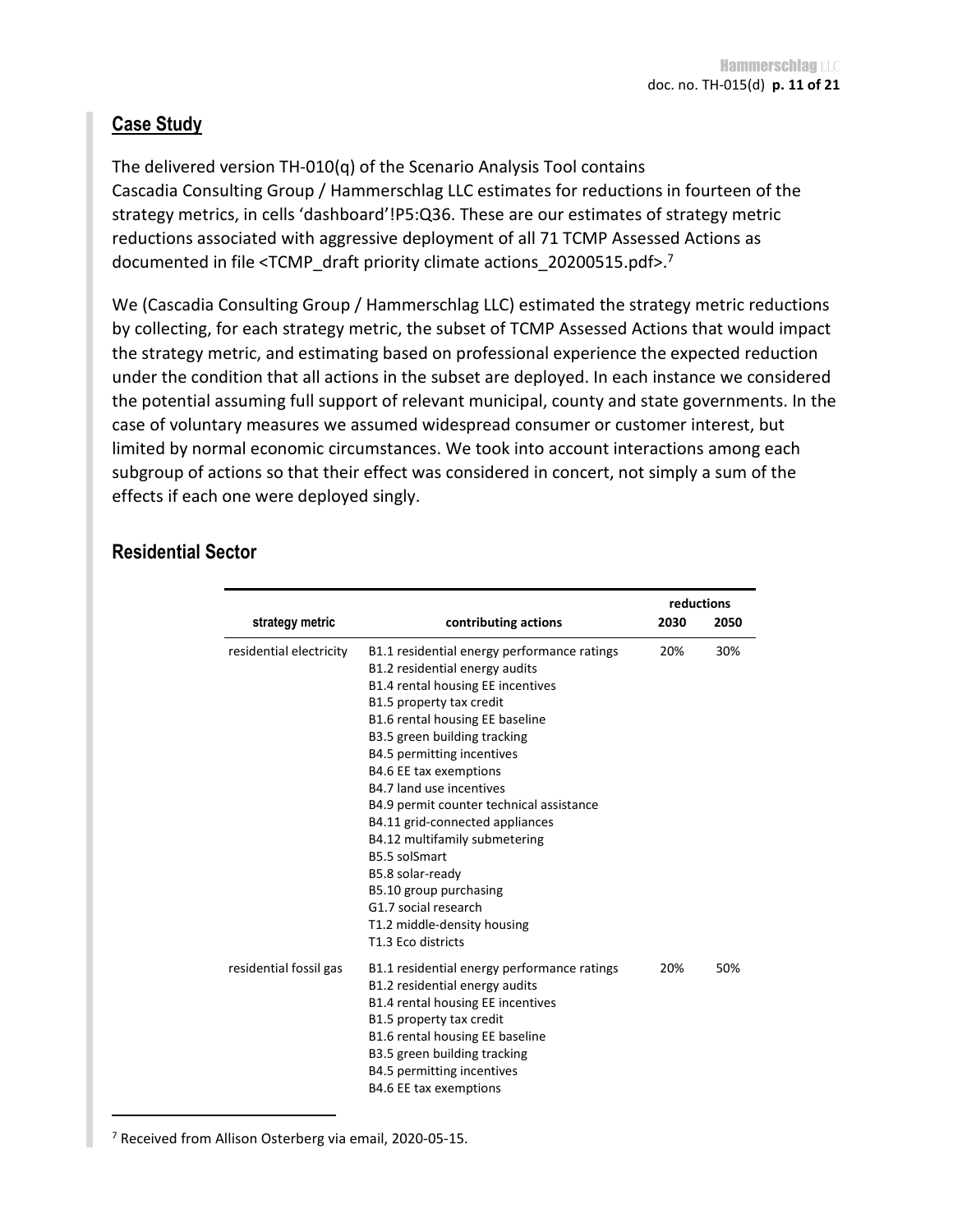## Case Study

The delivered version TH-010(q) of the Scenario Analysis Tool contains Cascadia Consulting Group / Hammerschlag LLC estimates for reductions in fourteen of the strategy metrics, in cells 'dashboard'!P5:Q36. These are our estimates of strategy metric reductions associated with aggressive deployment of all 71 TCMP Assessed Actions as documented in file <TCMP_draft priority climate actions_20200515.pdf>.[7]

We (Cascadia Consulting Group / Hammerschlag LLC) estimated the strategy metric reductions by collecting, for each strategy metric, the subset of TCMP Assessed Actions that would impact the strategy metric, and estimating based on professional experience the expected reduction under the condition that all actions in the subset are deployed. In each instance we considered the potential assuming full support of relevant municipal, county and state governments. In the case of voluntary measures we assumed widespread consumer or customer interest, but limited by normal economic circumstances. We took into account interactions among each subgroup of actions so that their effect was considered in concert, not simply a sum of the effects if each one were deployed singly.

### Residential Sector

| strategy metric | contributing actions | reductions 2030 | reductions 2050 |
|---|---|---|---|
| residential electricity | B1.1 residential energy performance ratings<br>B1.2 residential energy audits<br>B1.4 rental housing EE incentives<br>B1.5 property tax credit<br>B1.6 rental housing EE baseline<br>B3.5 green building tracking<br>B4.5 permitting incentives<br>B4.6 EE tax exemptions<br>B4.7 land use incentives<br>B4.9 permit counter technical assistance<br>B4.11 grid-connected appliances<br>B4.12 multifamily submetering<br>B5.5 solSmart<br>B5.8 solar-ready<br>B5.10 group purchasing<br>G1.7 social research<br>T1.2 middle-density housing<br>T1.3 Eco districts | 20% | 30% |
| residential fossil gas | B1.1 residential energy performance ratings<br>B1.2 residential energy audits<br>B1.4 rental housing EE incentives<br>B1.5 property tax credit<br>B1.6 rental housing EE baseline<br>B3.5 green building tracking<br>B4.5 permitting incentives<br>B4.6 EE tax exemptions | 20% | 50% |

[7] Received from Allison Osterberg via email, 2020-05-15.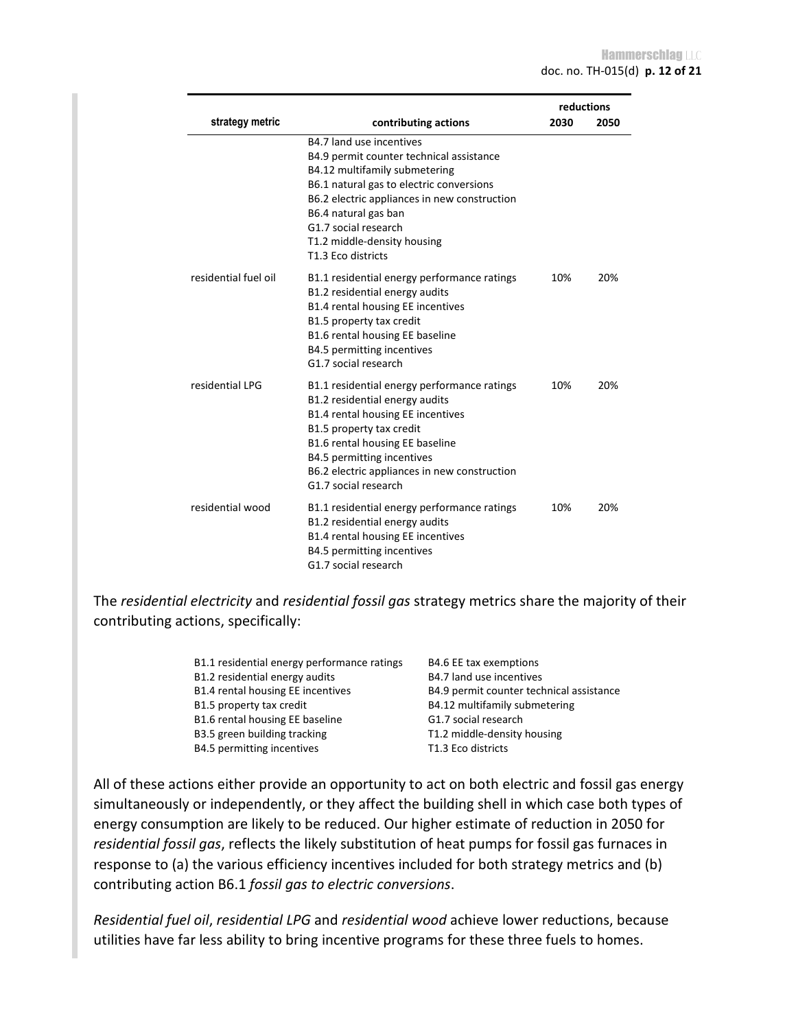| strategy metric | contributing actions | reductions 2030 | 2050 |
|---|---|---|---|
| | B4.7 land use incentives<br>B4.9 permit counter technical assistance<br>B4.12 multifamily submetering<br>B6.1 natural gas to electric conversions<br>B6.2 electric appliances in new construction<br>B6.4 natural gas ban<br>G1.7 social research<br>T1.2 middle-density housing<br>T1.3 Eco districts | | |
| residential fuel oil | B1.1 residential energy performance ratings<br>B1.2 residential energy audits<br>B1.4 rental housing EE incentives<br>B1.5 property tax credit<br>B1.6 rental housing EE baseline<br>B4.5 permitting incentives<br>G1.7 social research | 10% | 20% |
| residential LPG | B1.1 residential energy performance ratings<br>B1.2 residential energy audits<br>B1.4 rental housing EE incentives<br>B1.5 property tax credit<br>B1.6 rental housing EE baseline<br>B4.5 permitting incentives<br>B6.2 electric appliances in new construction<br>G1.7 social research | 10% | 20% |
| residential wood | B1.1 residential energy performance ratings<br>B1.2 residential energy audits<br>B1.4 rental housing EE incentives<br>B4.5 permitting incentives<br>G1.7 social research | 10% | 20% |

The *residential electricity* and *residential fossil gas* strategy metrics share the majority of their contributing actions, specifically:

| | |
|---|---|
| B1.1 residential energy performance ratings | B4.6 EE tax exemptions |
| B1.2 residential energy audits | B4.7 land use incentives |
| B1.4 rental housing EE incentives | B4.9 permit counter technical assistance |
| B1.5 property tax credit | B4.12 multifamily submetering |
| B1.6 rental housing EE baseline | G1.7 social research |
| B3.5 green building tracking | T1.2 middle-density housing |
| B4.5 permitting incentives | T1.3 Eco districts |

All of these actions either provide an opportunity to act on both electric and fossil gas energy simultaneously or independently, or they affect the building shell in which case both types of energy consumption are likely to be reduced. Our higher estimate of reduction in 2050 for *residential fossil gas*, reflects the likely substitution of heat pumps for fossil gas furnaces in response to (a) the various efficiency incentives included for both strategy metrics and (b) contributing action B6.1 *fossil gas to electric conversions*.

*Residential fuel oil*, *residential LPG* and *residential wood* achieve lower reductions, because utilities have far less ability to bring incentive programs for these three fuels to homes.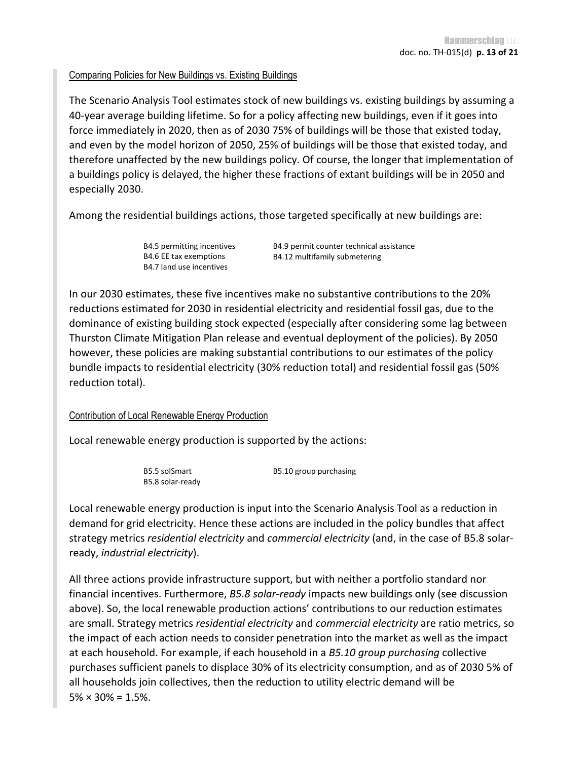### Comparing Policies for New Buildings vs. Existing Buildings

The Scenario Analysis Tool estimates stock of new buildings vs. existing buildings by assuming a 40-year average building lifetime. So for a policy affecting new buildings, even if it goes into force immediately in 2020, then as of 2030 75% of buildings will be those that existed today, and even by the model horizon of 2050, 25% of buildings will be those that existed today, and therefore unaffected by the new buildings policy. Of course, the longer that implementation of a buildings policy is delayed, the higher these fractions of extant buildings will be in 2050 and especially 2030.

Among the residential buildings actions, those targeted specifically at new buildings are:

- B4.5 permitting incentives
- B4.6 EE tax exemptions
- B4.7 land use incentives
- B4.9 permit counter technical assistance
- B4.12 multifamily submetering

In our 2030 estimates, these five incentives make no substantive contributions to the 20% reductions estimated for 2030 in residential electricity and residential fossil gas, due to the dominance of existing building stock expected (especially after considering some lag between Thurston Climate Mitigation Plan release and eventual deployment of the policies). By 2050 however, these policies are making substantial contributions to our estimates of the policy bundle impacts to residential electricity (30% reduction total) and residential fossil gas (50% reduction total).

### Contribution of Local Renewable Energy Production

Local renewable energy production is supported by the actions:

- B5.5 solSmart
- B5.8 solar-ready
- B5.10 group purchasing

Local renewable energy production is input into the Scenario Analysis Tool as a reduction in demand for grid electricity. Hence these actions are included in the policy bundles that affect strategy metrics *residential electricity* and *commercial electricity* (and, in the case of B5.8 solar-ready, *industrial electricity*).

All three actions provide infrastructure support, but with neither a portfolio standard nor financial incentives. Furthermore, *B5.8 solar-ready* impacts new buildings only (see discussion above). So, the local renewable production actions' contributions to our reduction estimates are small. Strategy metrics *residential electricity* and *commercial electricity* are ratio metrics, so the impact of each action needs to consider penetration into the market as well as the impact at each household. For example, if each household in a *B5.10 group purchasing* collective purchases sufficient panels to displace 30% of its electricity consumption, and as of 2030 5% of all households join collectives, then the reduction to utility electric demand will be $5\% \times 30\% = 1.5\%$.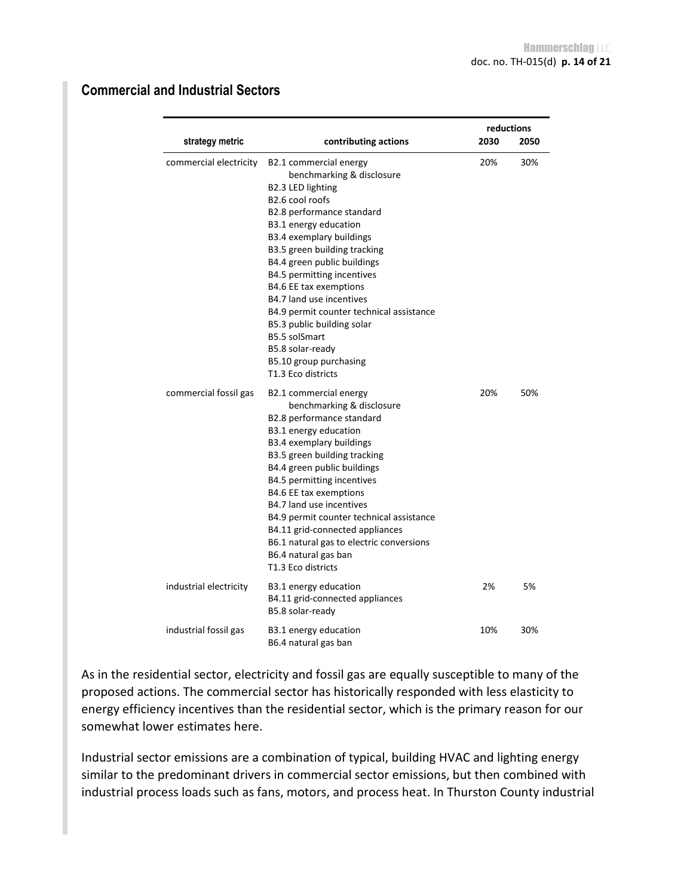## Commercial and Industrial Sectors

| strategy metric | contributing actions | reductions 2030 | reductions 2050 |
|---|---|---|---|
| commercial electricity | B2.1 commercial energy benchmarking & disclosure<br>B2.3 LED lighting<br>B2.6 cool roofs<br>B2.8 performance standard<br>B3.1 energy education<br>B3.4 exemplary buildings<br>B3.5 green building tracking<br>B4.4 green public buildings<br>B4.5 permitting incentives<br>B4.6 EE tax exemptions<br>B4.7 land use incentives<br>B4.9 permit counter technical assistance<br>B5.3 public building solar<br>B5.5 solSmart<br>B5.8 solar-ready<br>B5.10 group purchasing<br>T1.3 Eco districts | 20% | 30% |
| commercial fossil gas | B2.1 commercial energy benchmarking & disclosure<br>B2.8 performance standard<br>B3.1 energy education<br>B3.4 exemplary buildings<br>B3.5 green building tracking<br>B4.4 green public buildings<br>B4.5 permitting incentives<br>B4.6 EE tax exemptions<br>B4.7 land use incentives<br>B4.9 permit counter technical assistance<br>B4.11 grid-connected appliances<br>B6.1 natural gas to electric conversions<br>B6.4 natural gas ban<br>T1.3 Eco districts | 20% | 50% |
| industrial electricity | B3.1 energy education<br>B4.11 grid-connected appliances<br>B5.8 solar-ready | 2% | 5% |
| industrial fossil gas | B3.1 energy education<br>B6.4 natural gas ban | 10% | 30% |

As in the residential sector, electricity and fossil gas are equally susceptible to many of the proposed actions. The commercial sector has historically responded with less elasticity to energy efficiency incentives than the residential sector, which is the primary reason for our somewhat lower estimates here.

Industrial sector emissions are a combination of typical, building HVAC and lighting energy similar to the predominant drivers in commercial sector emissions, but then combined with industrial process loads such as fans, motors, and process heat. In Thurston County industrial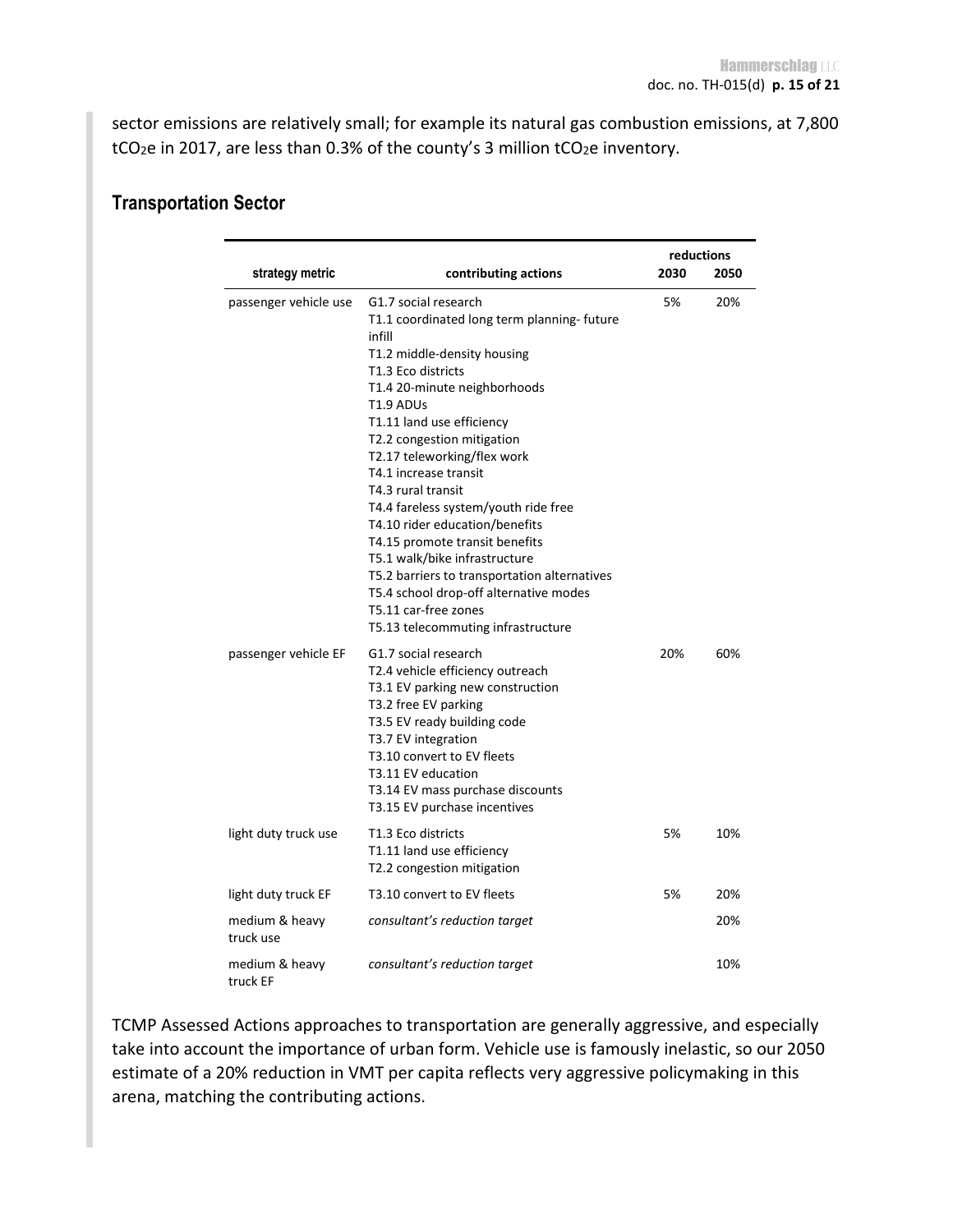sector emissions are relatively small; for example its natural gas combustion emissions, at 7,800 $tCO_2e$ in 2017, are less than 0.3% of the county's 3 million $tCO_2e$ inventory.

## Transportation Sector

| strategy metric | contributing actions | reductions 2030 | 2050 |
|---|---|---|---|
| passenger vehicle use | G1.7 social research<br>T1.1 coordinated long term planning- future infill<br>T1.2 middle-density housing<br>T1.3 Eco districts<br>T1.4 20-minute neighborhoods<br>T1.9 ADUs<br>T1.11 land use efficiency<br>T2.2 congestion mitigation<br>T2.17 teleworking/flex work<br>T4.1 increase transit<br>T4.3 rural transit<br>T4.4 fareless system/youth ride free<br>T4.10 rider education/benefits<br>T4.15 promote transit benefits<br>T5.1 walk/bike infrastructure<br>T5.2 barriers to transportation alternatives<br>T5.4 school drop-off alternative modes<br>T5.11 car-free zones<br>T5.13 telecommuting infrastructure | 5% | 20% |
| passenger vehicle EF | G1.7 social research<br>T2.4 vehicle efficiency outreach<br>T3.1 EV parking new construction<br>T3.2 free EV parking<br>T3.5 EV ready building code<br>T3.7 EV integration<br>T3.10 convert to EV fleets<br>T3.11 EV education<br>T3.14 EV mass purchase discounts<br>T3.15 EV purchase incentives | 20% | 60% |
| light duty truck use | T1.3 Eco districts<br>T1.11 land use efficiency<br>T2.2 congestion mitigation | 5% | 10% |
| light duty truck EF | T3.10 convert to EV fleets | 5% | 20% |
| medium & heavy truck use | *consultant's reduction target* | | 20% |
| medium & heavy truck EF | *consultant's reduction target* | | 10% |

TCMP Assessed Actions approaches to transportation are generally aggressive, and especially take into account the importance of urban form. Vehicle use is famously inelastic, so our 2050 estimate of a 20% reduction in VMT per capita reflects very aggressive policymaking in this arena, matching the contributing actions.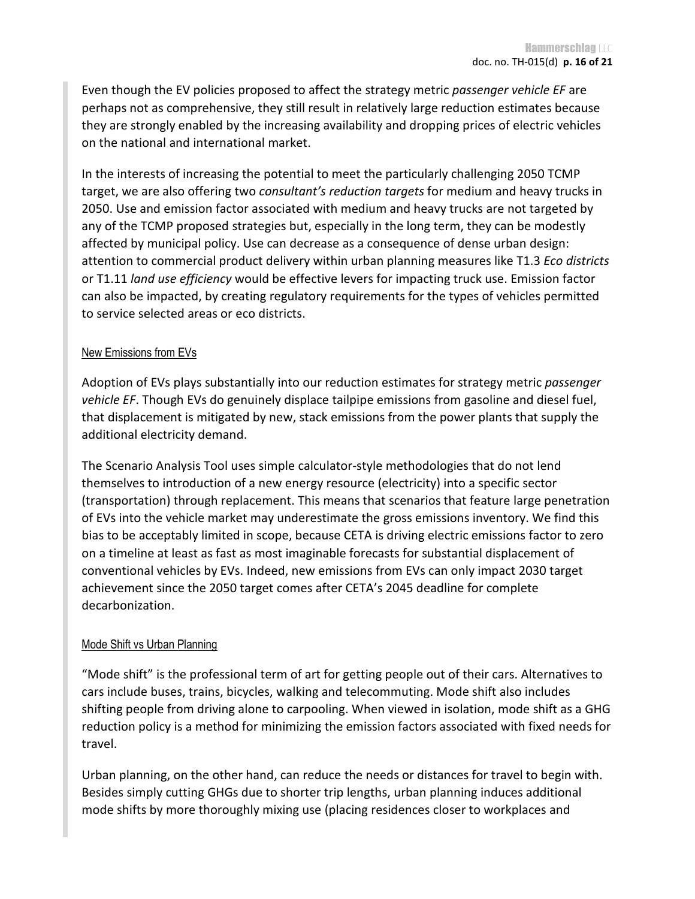Even though the EV policies proposed to affect the strategy metric *passenger vehicle EF* are perhaps not as comprehensive, they still result in relatively large reduction estimates because they are strongly enabled by the increasing availability and dropping prices of electric vehicles on the national and international market.

In the interests of increasing the potential to meet the particularly challenging 2050 TCMP target, we are also offering two *consultant's reduction targets* for medium and heavy trucks in 2050. Use and emission factor associated with medium and heavy trucks are not targeted by any of the TCMP proposed strategies but, especially in the long term, they can be modestly affected by municipal policy. Use can decrease as a consequence of dense urban design: attention to commercial product delivery within urban planning measures like T1.3 *Eco districts* or T1.11 *land use efficiency* would be effective levers for impacting truck use. Emission factor can also be impacted, by creating regulatory requirements for the types of vehicles permitted to service selected areas or eco districts.

<u>New Emissions from EVs</u>

Adoption of EVs plays substantially into our reduction estimates for strategy metric *passenger vehicle EF*. Though EVs do genuinely displace tailpipe emissions from gasoline and diesel fuel, that displacement is mitigated by new, stack emissions from the power plants that supply the additional electricity demand.

The Scenario Analysis Tool uses simple calculator-style methodologies that do not lend themselves to introduction of a new energy resource (electricity) into a specific sector (transportation) through replacement. This means that scenarios that feature large penetration of EVs into the vehicle market may underestimate the gross emissions inventory. We find this bias to be acceptably limited in scope, because CETA is driving electric emissions factor to zero on a timeline at least as fast as most imaginable forecasts for substantial displacement of conventional vehicles by EVs. Indeed, new emissions from EVs can only impact 2030 target achievement since the 2050 target comes after CETA's 2045 deadline for complete decarbonization.

<u>Mode Shift vs Urban Planning</u>

"Mode shift" is the professional term of art for getting people out of their cars. Alternatives to cars include buses, trains, bicycles, walking and telecommuting. Mode shift also includes shifting people from driving alone to carpooling. When viewed in isolation, mode shift as a GHG reduction policy is a method for minimizing the emission factors associated with fixed needs for travel.

Urban planning, on the other hand, can reduce the needs or distances for travel to begin with. Besides simply cutting GHGs due to shorter trip lengths, urban planning induces additional mode shifts by more thoroughly mixing use (placing residences closer to workplaces and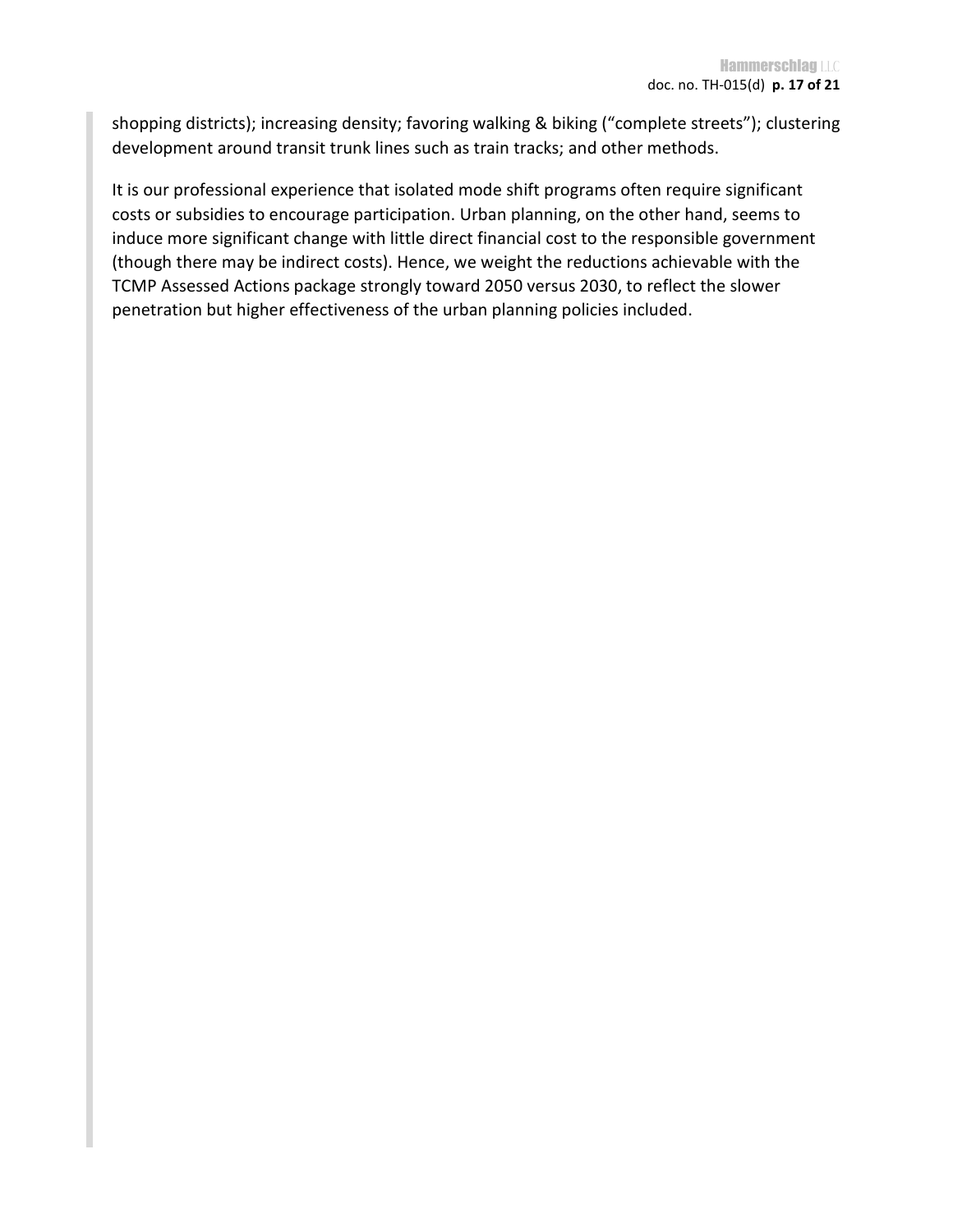shopping districts); increasing density; favoring walking & biking (“complete streets”); clustering development around transit trunk lines such as train tracks; and other methods.

It is our professional experience that isolated mode shift programs often require significant costs or subsidies to encourage participation. Urban planning, on the other hand, seems to induce more significant change with little direct financial cost to the responsible government (though there may be indirect costs). Hence, we weight the reductions achievable with the TCMP Assessed Actions package strongly toward 2050 versus 2030, to reflect the slower penetration but higher effectiveness of the urban planning policies included.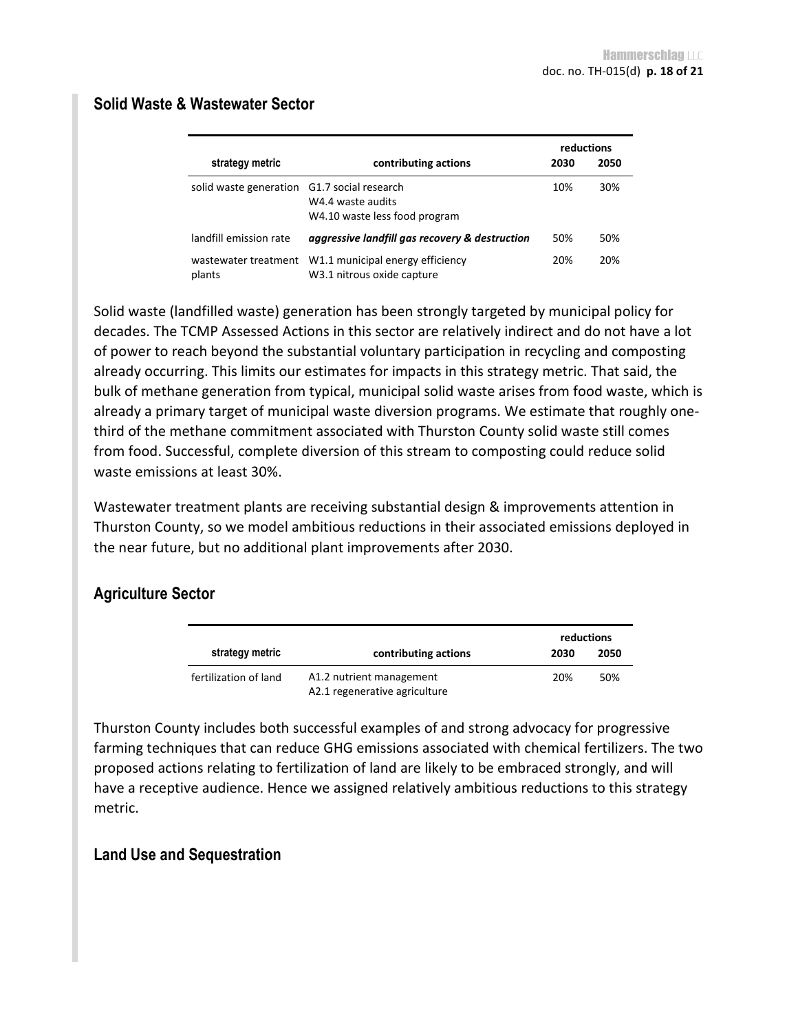## Solid Waste & Wastewater Sector

| strategy metric | contributing actions | reductions 2030 | 2050 |
|---|---|---|---|
| solid waste generation | G1.7 social research<br>W4.4 waste audits<br>W4.10 waste less food program | 10% | 30% |
| landfill emission rate | ***aggressive landfill gas recovery & destruction*** | 50% | 50% |
| wastewater treatment plants | W1.1 municipal energy efficiency<br>W3.1 nitrous oxide capture | 20% | 20% |

Solid waste (landfilled waste) generation has been strongly targeted by municipal policy for decades. The TCMP Assessed Actions in this sector are relatively indirect and do not have a lot of power to reach beyond the substantial voluntary participation in recycling and composting already occurring. This limits our estimates for impacts in this strategy metric. That said, the bulk of methane generation from typical, municipal solid waste arises from food waste, which is already a primary target of municipal waste diversion programs. We estimate that roughly one-third of the methane commitment associated with Thurston County solid waste still comes from food. Successful, complete diversion of this stream to composting could reduce solid waste emissions at least 30%.

Wastewater treatment plants are receiving substantial design & improvements attention in Thurston County, so we model ambitious reductions in their associated emissions deployed in the near future, but no additional plant improvements after 2030.

## Agriculture Sector

| strategy metric | contributing actions | reductions 2030 | 2050 |
|---|---|---|---|
| fertilization of land | A1.2 nutrient management<br>A2.1 regenerative agriculture | 20% | 50% |

Thurston County includes both successful examples of and strong advocacy for progressive farming techniques that can reduce GHG emissions associated with chemical fertilizers. The two proposed actions relating to fertilization of land are likely to be embraced strongly, and will have a receptive audience. Hence we assigned relatively ambitious reductions to this strategy metric.

## Land Use and Sequestration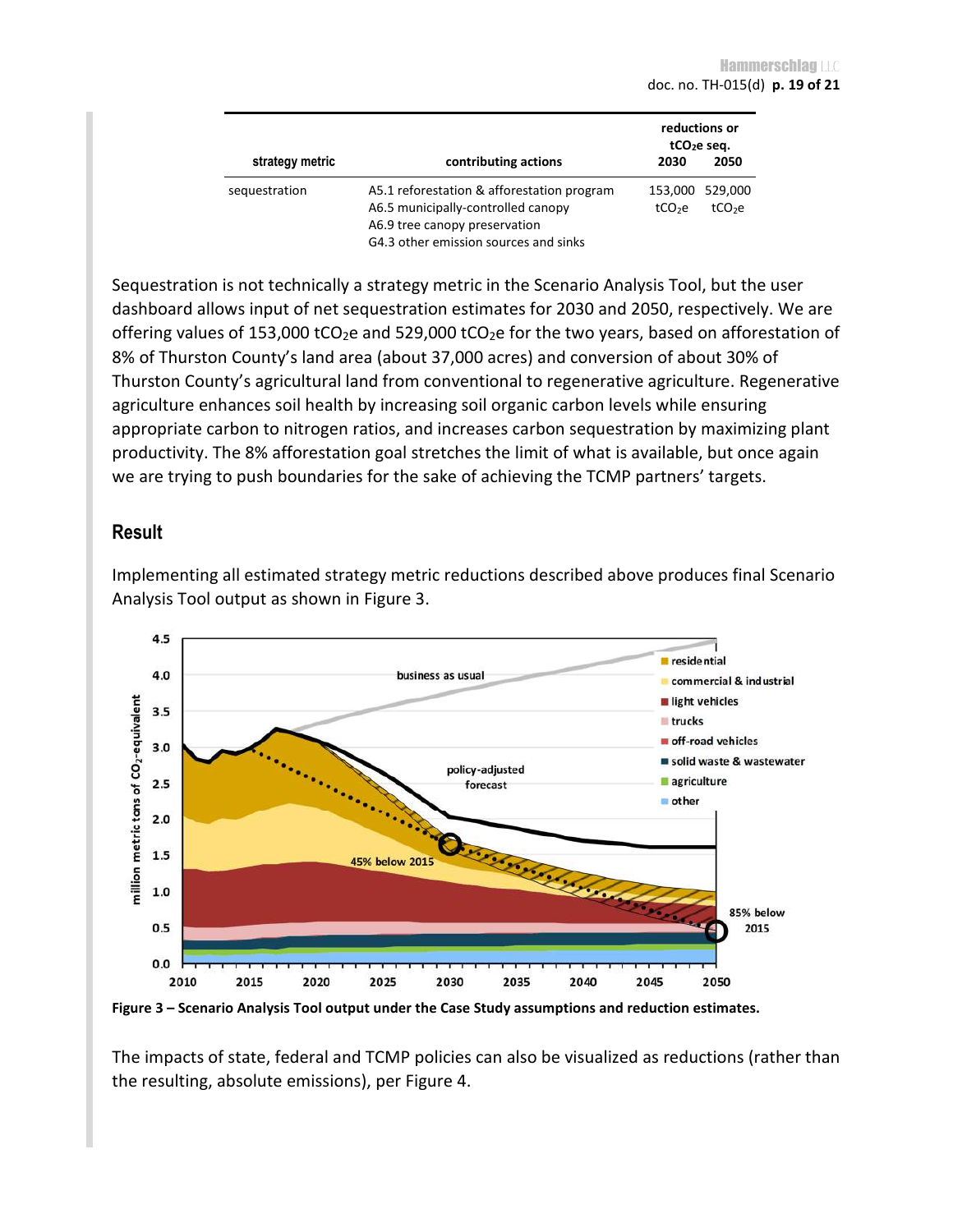| strategy metric | contributing actions | reductions or $tCO_2e$ seq. 2030 | 2050 |
|---|---|---|---|
| sequestration | A5.1 reforestation & afforestation program<br>A6.5 municipally-controlled canopy<br>A6.9 tree canopy preservation<br>G4.3 other emission sources and sinks | 153,000 $tCO_2e$ | 529,000 $tCO_2e$ |

Sequestration is not technically a strategy metric in the Scenario Analysis Tool, but the user dashboard allows input of net sequestration estimates for 2030 and 2050, respectively. We are offering values of 153,000 $tCO_2e$ and 529,000 $tCO_2e$ for the two years, based on afforestation of 8% of Thurston County's land area (about 37,000 acres) and conversion of about 30% of Thurston County's agricultural land from conventional to regenerative agriculture. Regenerative agriculture enhances soil health by increasing soil organic carbon levels while ensuring appropriate carbon to nitrogen ratios, and increases carbon sequestration by maximizing plant productivity. The 8% afforestation goal stretches the limit of what is available, but once again we are trying to push boundaries for the sake of achieving the TCMP partners' targets.

## Result

Implementing all estimated strategy metric reductions described above produces final Scenario Analysis Tool output as shown in Figure 3.

**Figure 3 – Scenario Analysis Tool output under the Case Study assumptions and reduction estimates.**

The impacts of state, federal and TCMP policies can also be visualized as reductions (rather than the resulting, absolute emissions), per Figure 4.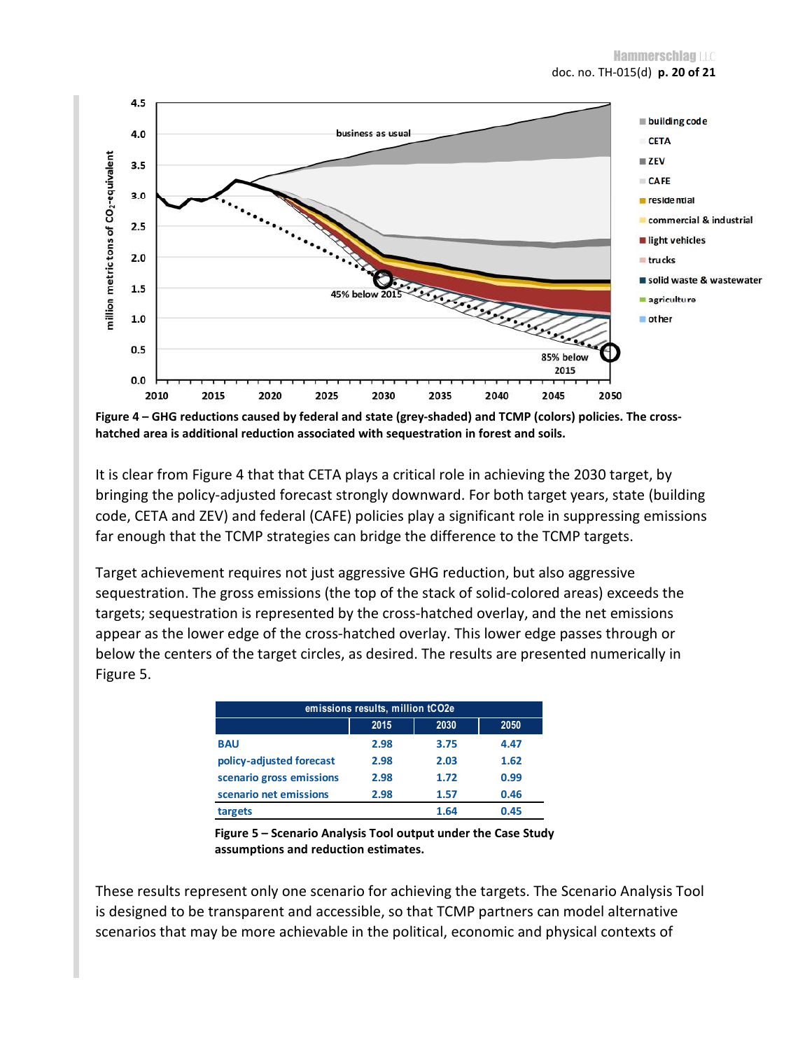**Figure 4 – GHG reductions caused by federal and state (grey-shaded) and TCMP (colors) policies. The cross-hatched area is additional reduction associated with sequestration in forest and soils.**

It is clear from Figure 4 that that CETA plays a critical role in achieving the 2030 target, by bringing the policy-adjusted forecast strongly downward. For both target years, state (building code, CETA and ZEV) and federal (CAFE) policies play a significant role in suppressing emissions far enough that the TCMP strategies can bridge the difference to the TCMP targets.

Target achievement requires not just aggressive GHG reduction, but also aggressive sequestration. The gross emissions (the top of the stack of solid-colored areas) exceeds the targets; sequestration is represented by the cross-hatched overlay, and the net emissions appear as the lower edge of the cross-hatched overlay. This lower edge passes through or below the centers of the target circles, as desired. The results are presented numerically in Figure 5.

| emissions results, million tCO2e | | | |
|---|---|---|---|
| | 2015 | 2030 | 2050 |
| BAU | 2.98 | 3.75 | 4.47 |
| policy-adjusted forecast | 2.98 | 2.03 | 1.62 |
| scenario gross emissions | 2.98 | 1.72 | 0.99 |
| scenario net emissions | 2.98 | 1.57 | 0.46 |
| targets | | 1.64 | 0.45 |

**Figure 5 – Scenario Analysis Tool output under the Case Study assumptions and reduction estimates.**

These results represent only one scenario for achieving the targets. The Scenario Analysis Tool is designed to be transparent and accessible, so that TCMP partners can model alternative scenarios that may be more achievable in the political, economic and physical contexts of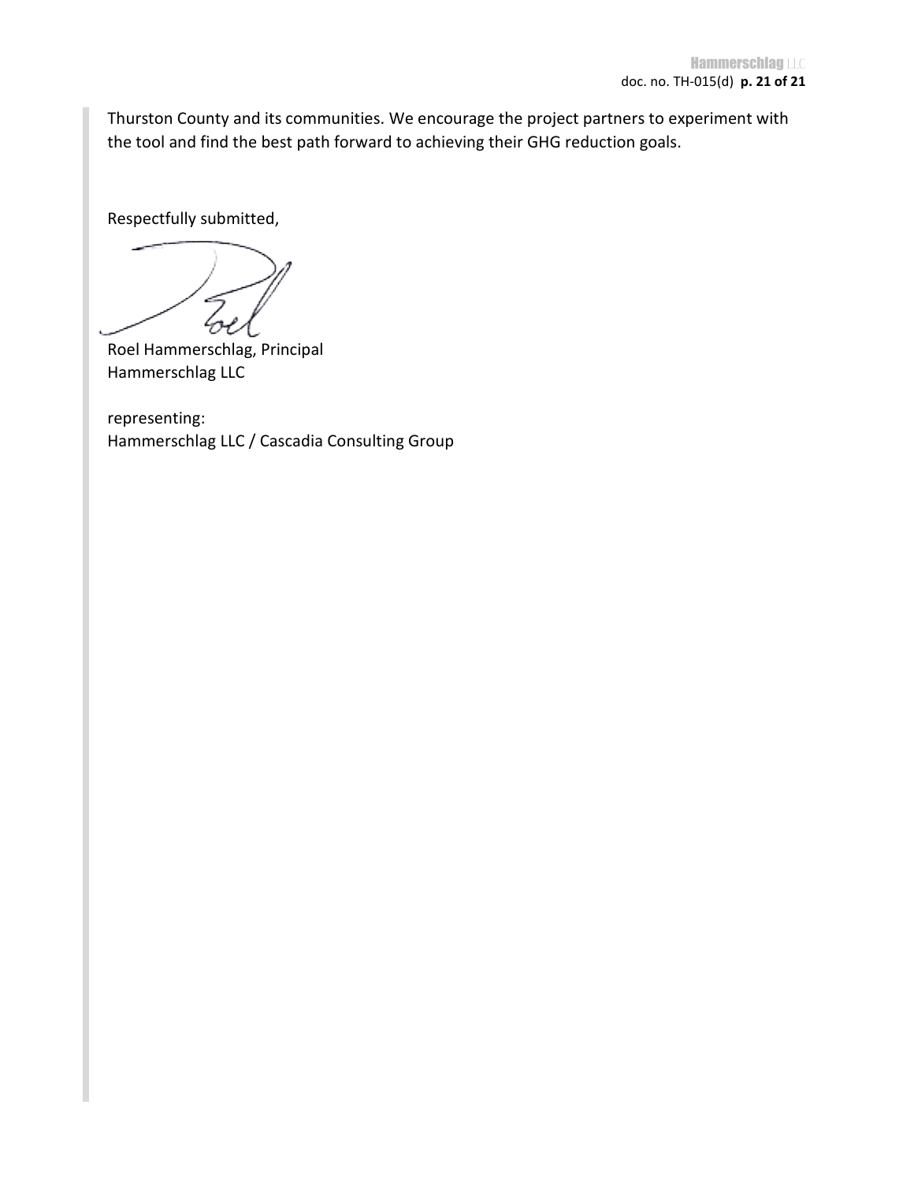Thurston County and its communities. We encourage the project partners to experiment with the tool and find the best path forward to achieving their GHG reduction goals.

Respectfully submitted,

Roel Hammerschlag, Principal
Hammerschlag LLC

representing:
Hammerschlag LLC / Cascadia Consulting Group